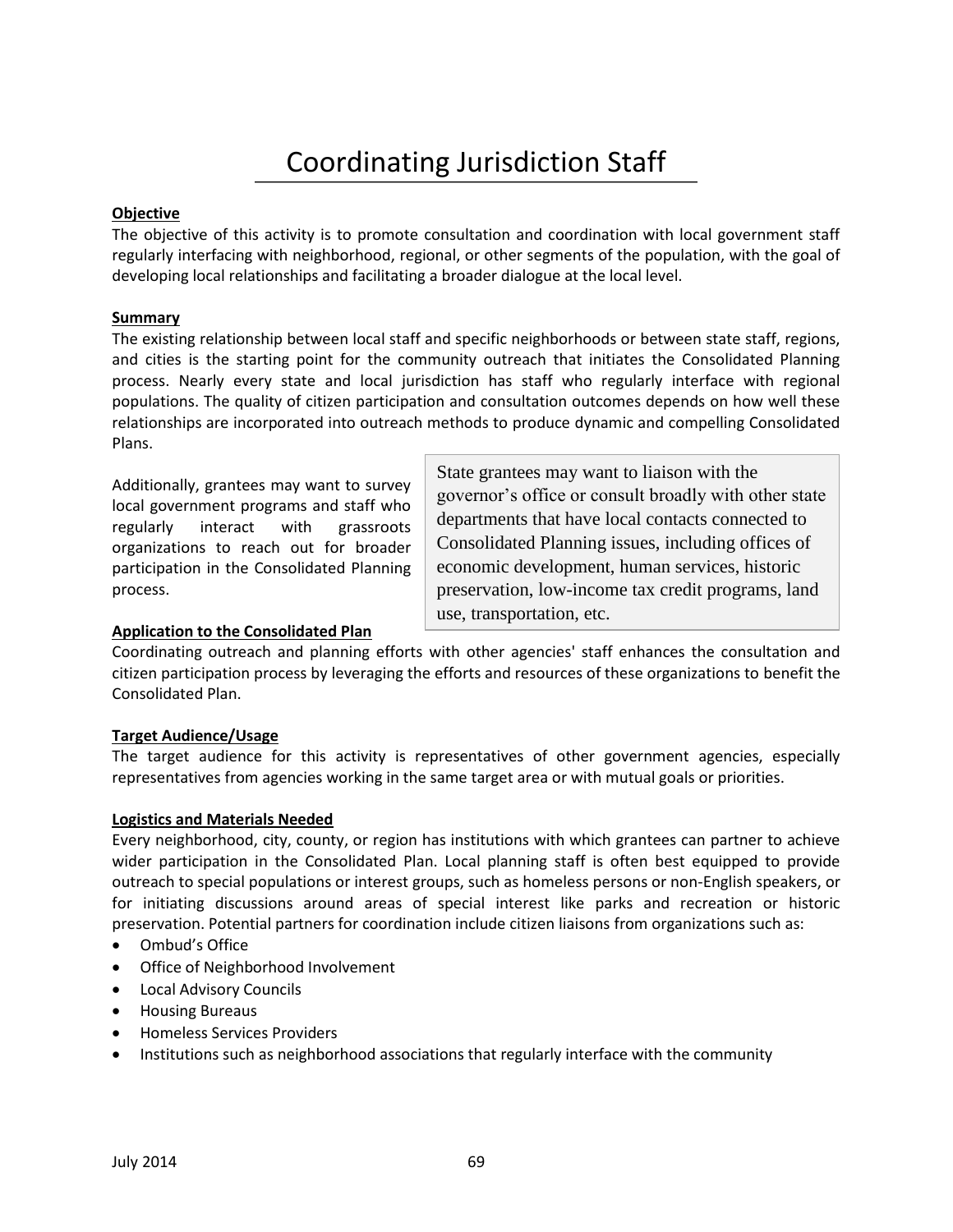# Coordinating Jurisdiction Staff

**Objective**

The objective of this activity is to promote consultation and coordination with local government staff regularly interfacing with neighborhood, regional, or other segments of the population, with the goal of developing local relationships and facilitating a broader dialogue at the local level.

**Summary**

The existing relationship between local staff and specific neighborhoods or between state staff, regions, and cities is the starting point for the community outreach that initiates the Consolidated Planning process. Nearly every state and local jurisdiction has staff who regularly interface with regional populations. The quality of citizen participation and consultation outcomes depends on how well these relationships are incorporated into outreach methods to produce dynamic and compelling Consolidated Plans.

Additionally, grantees may want to survey local government programs and staff who regularly interact with grassroots organizations to reach out for broader participation in the Consolidated Planning process.

> State grantees may want to liaison with the governor's office or consult broadly with other state departments that have local contacts connected to Consolidated Planning issues, including offices of economic development, human services, historic preservation, low-income tax credit programs, land use, transportation, etc.

**Application to the Consolidated Plan**

Coordinating outreach and planning efforts with other agencies' staff enhances the consultation and citizen participation process by leveraging the efforts and resources of these organizations to benefit the Consolidated Plan.

**Target Audience/Usage**

The target audience for this activity is representatives of other government agencies, especially representatives from agencies working in the same target area or with mutual goals or priorities.

**Logistics and Materials Needed**

Every neighborhood, city, county, or region has institutions with which grantees can partner to achieve wider participation in the Consolidated Plan. Local planning staff is often best equipped to provide outreach to special populations or interest groups, such as homeless persons or non-English speakers, or for initiating discussions around areas of special interest like parks and recreation or historic preservation. Potential partners for coordination include citizen liaisons from organizations such as:

- Ombud's Office
- Office of Neighborhood Involvement
- Local Advisory Councils
- Housing Bureaus
- Homeless Services Providers
- Institutions such as neighborhood associations that regularly interface with the community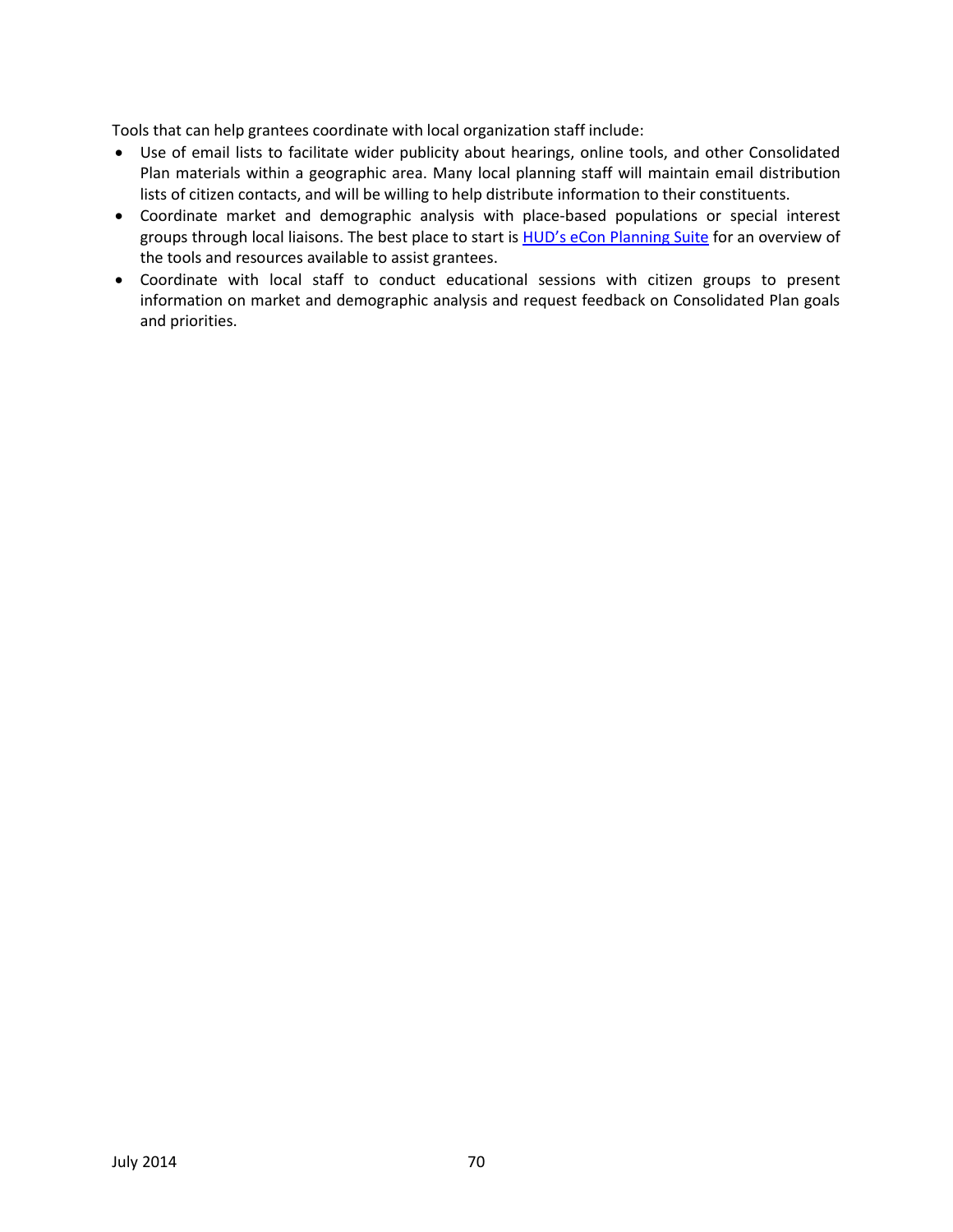Tools that can help grantees coordinate with local organization staff include:

- Use of email lists to facilitate wider publicity about hearings, online tools, and other Consolidated Plan materials within a geographic area. Many local planning staff will maintain email distribution lists of citizen contacts, and will be willing to help distribute information to their constituents.
- Coordinate market and demographic analysis with place-based populations or special interest groups through local liaisons. The best place to start is HUD's eCon Planning Suite for an overview of the tools and resources available to assist grantees.
- Coordinate with local staff to conduct educational sessions with citizen groups to present information on market and demographic analysis and request feedback on Consolidated Plan goals and priorities.